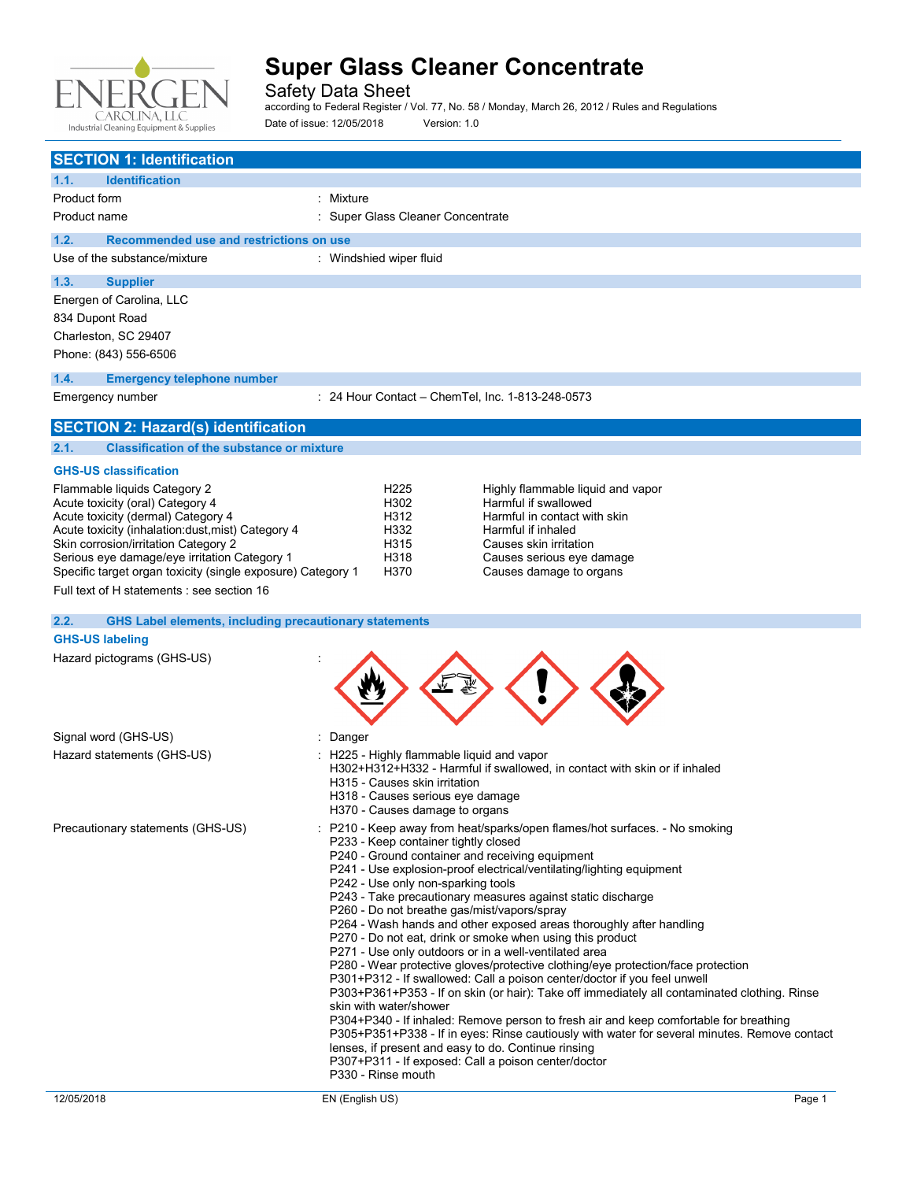# Super Glass Cleaner Concentrate

Safety Data Sheet

according to Federal Register / Vol. 77, No. 58 / Monday, March 26, 2012 / Rules and Regulations

Date of issue: 12/05/2018 Version: 1.0

## SECTION 1: Identification

### 1.1. Identification

| | |
|---|---|
| Product form | : Mixture |
| Product name | : Super Glass Cleaner Concentrate |

### 1.2. Recommended use and restrictions on use

| | |
|---|---|
| Use of the substance/mixture | : Windshied wiper fluid |

### 1.3. Supplier

Energen of Carolina, LLC
834 Dupont Road
Charleston, SC 29407
Phone: (843) 556-6506

### 1.4. Emergency telephone number

| | |
|---|---|
| Emergency number | : 24 Hour Contact – ChemTel, Inc. 1-813-248-0573 |

## SECTION 2: Hazard(s) identification

### 2.1. Classification of the substance or mixture

**GHS-US classification**

| | | |
|---|---|---|
| Flammable liquids Category 2 | H225 | Highly flammable liquid and vapor |
| Acute toxicity (oral) Category 4 | H302 | Harmful if swallowed |
| Acute toxicity (dermal) Category 4 | H312 | Harmful in contact with skin |
| Acute toxicity (inhalation:dust,mist) Category 4 | H332 | Harmful if inhaled |
| Skin corrosion/irritation Category 2 | H315 | Causes skin irritation |
| Serious eye damage/eye irritation Category 1 | H318 | Causes serious eye damage |
| Specific target organ toxicity (single exposure) Category 1 | H370 | Causes damage to organs |

Full text of H statements : see section 16

### 2.2. GHS Label elements, including precautionary statements

**GHS-US labeling**

Hazard pictograms (GHS-US) :

Signal word (GHS-US) : Danger

Hazard statements (GHS-US) :
- H225 - Highly flammable liquid and vapor
- H302+H312+H332 - Harmful if swallowed, in contact with skin or if inhaled
- H315 - Causes skin irritation
- H318 - Causes serious eye damage
- H370 - Causes damage to organs

Precautionary statements (GHS-US) :
- P210 - Keep away from heat/sparks/open flames/hot surfaces. - No smoking
- P233 - Keep container tightly closed
- P240 - Ground container and receiving equipment
- P241 - Use explosion-proof electrical/ventilating/lighting equipment
- P242 - Use only non-sparking tools
- P243 - Take precautionary measures against static discharge
- P260 - Do not breathe gas/mist/vapors/spray
- P264 - Wash hands and other exposed areas thoroughly after handling
- P270 - Do not eat, drink or smoke when using this product
- P271 - Use only outdoors or in a well-ventilated area
- P280 - Wear protective gloves/protective clothing/eye protection/face protection
- P301+P312 - If swallowed: Call a poison center/doctor if you feel unwell
- P303+P361+P353 - If on skin (or hair): Take off immediately all contaminated clothing. Rinse skin with water/shower
- P304+P340 - If inhaled: Remove person to fresh air and keep comfortable for breathing
- P305+P351+P338 - If in eyes: Rinse cautiously with water for several minutes. Remove contact lenses, if present and easy to do. Continue rinsing
- P307+P311 - If exposed: Call a poison center/doctor
- P330 - Rinse mouth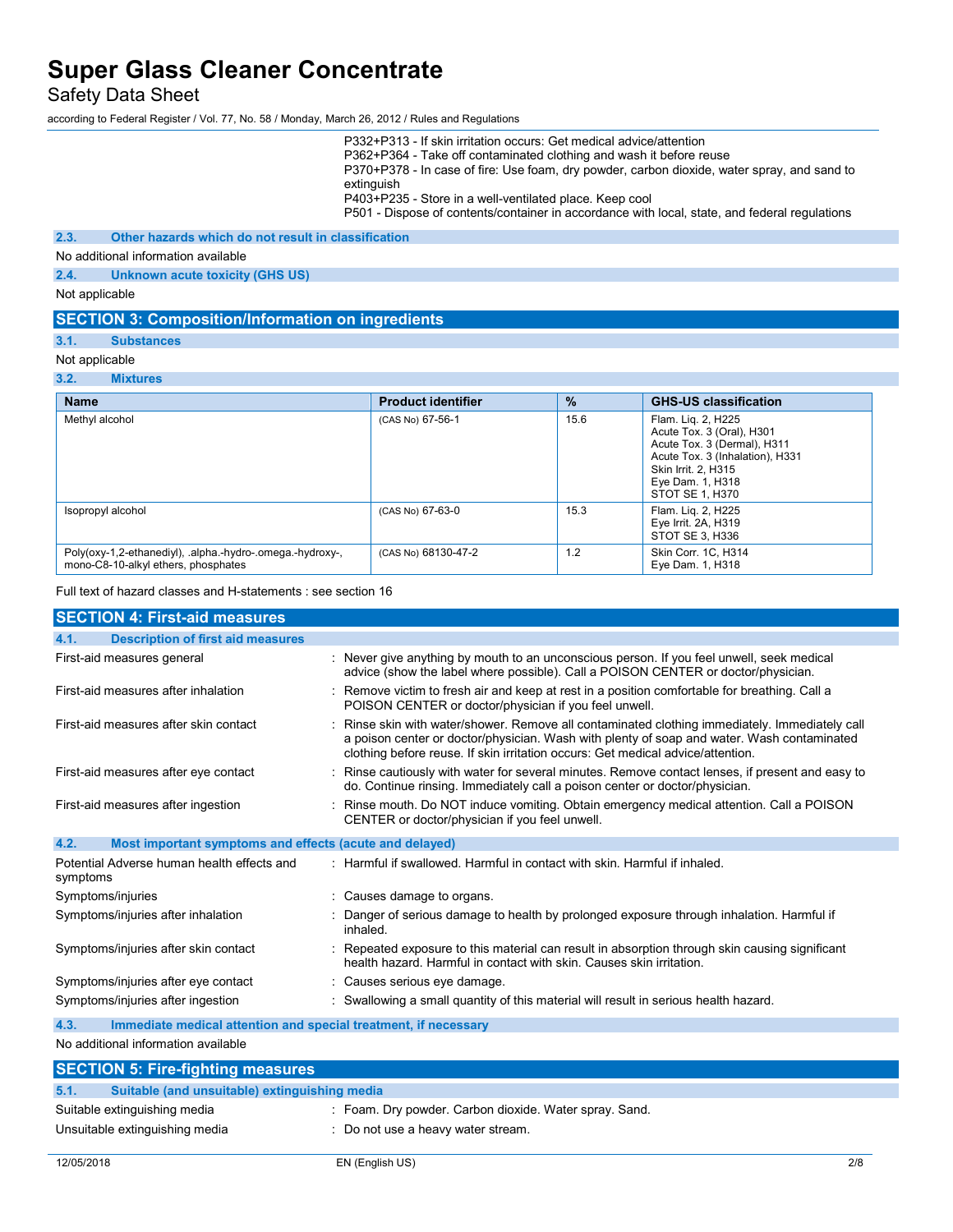P332+P313 - If skin irritation occurs: Get medical advice/attention
P362+P364 - Take off contaminated clothing and wash it before reuse
P370+P378 - In case of fire: Use foam, dry powder, carbon dioxide, water spray, and sand to extinguish
P403+P235 - Store in a well-ventilated place. Keep cool
P501 - Dispose of contents/container in accordance with local, state, and federal regulations

### 2.3. Other hazards which do not result in classification

No additional information available

### 2.4. Unknown acute toxicity (GHS US)

Not applicable

## SECTION 3: Composition/Information on ingredients

### 3.1. Substances

Not applicable

### 3.2. Mixtures

| Name | Product identifier | % | GHS-US classification |
|---|---|---|---|
| Methyl alcohol | (CAS No) 67-56-1 | 15.6 | Flam. Liq. 2, H225<br>Acute Tox. 3 (Oral), H301<br>Acute Tox. 3 (Dermal), H311<br>Acute Tox. 3 (Inhalation), H331<br>Skin Irrit. 2, H315<br>Eye Dam. 1, H318<br>STOT SE 1, H370 |
| Isopropyl alcohol | (CAS No) 67-63-0 | 15.3 | Flam. Liq. 2, H225<br>Eye Irrit. 2A, H319<br>STOT SE 3, H336 |
| Poly(oxy-1,2-ethanediyl), .alpha.-hydro-.omega.-hydroxy-, mono-C8-10-alkyl ethers, phosphates | (CAS No) 68130-47-2 | 1.2 | Skin Corr. 1C, H314<br>Eye Dam. 1, H318 |

Full text of hazard classes and H-statements : see section 16

## SECTION 4: First-aid measures

### 4.1. Description of first aid measures

First-aid measures general : Never give anything by mouth to an unconscious person. If you feel unwell, seek medical advice (show the label where possible). Call a POISON CENTER or doctor/physician.

First-aid measures after inhalation : Remove victim to fresh air and keep at rest in a position comfortable for breathing. Call a POISON CENTER or doctor/physician if you feel unwell.

First-aid measures after skin contact : Rinse skin with water/shower. Remove all contaminated clothing immediately. Immediately call a poison center or doctor/physician. Wash with plenty of soap and water. Wash contaminated clothing before reuse. If skin irritation occurs: Get medical advice/attention.

First-aid measures after eye contact : Rinse cautiously with water for several minutes. Remove contact lenses, if present and easy to do. Continue rinsing. Immediately call a poison center or doctor/physician.

First-aid measures after ingestion : Rinse mouth. Do NOT induce vomiting. Obtain emergency medical attention. Call a POISON CENTER or doctor/physician if you feel unwell.

### 4.2. Most important symptoms and effects (acute and delayed)

Potential Adverse human health effects and symptoms : Harmful if swallowed. Harmful in contact with skin. Harmful if inhaled.

Symptoms/injuries : Causes damage to organs.

Symptoms/injuries after inhalation : Danger of serious damage to health by prolonged exposure through inhalation. Harmful if inhaled.

Symptoms/injuries after skin contact : Repeated exposure to this material can result in absorption through skin causing significant health hazard. Harmful in contact with skin. Causes skin irritation.

Symptoms/injuries after eye contact : Causes serious eye damage.

Symptoms/injuries after ingestion : Swallowing a small quantity of this material will result in serious health hazard.

### 4.3. Immediate medical attention and special treatment, if necessary

No additional information available

## SECTION 5: Fire-fighting measures

### 5.1. Suitable (and unsuitable) extinguishing media

Suitable extinguishing media : Foam. Dry powder. Carbon dioxide. Water spray. Sand.

Unsuitable extinguishing media : Do not use a heavy water stream.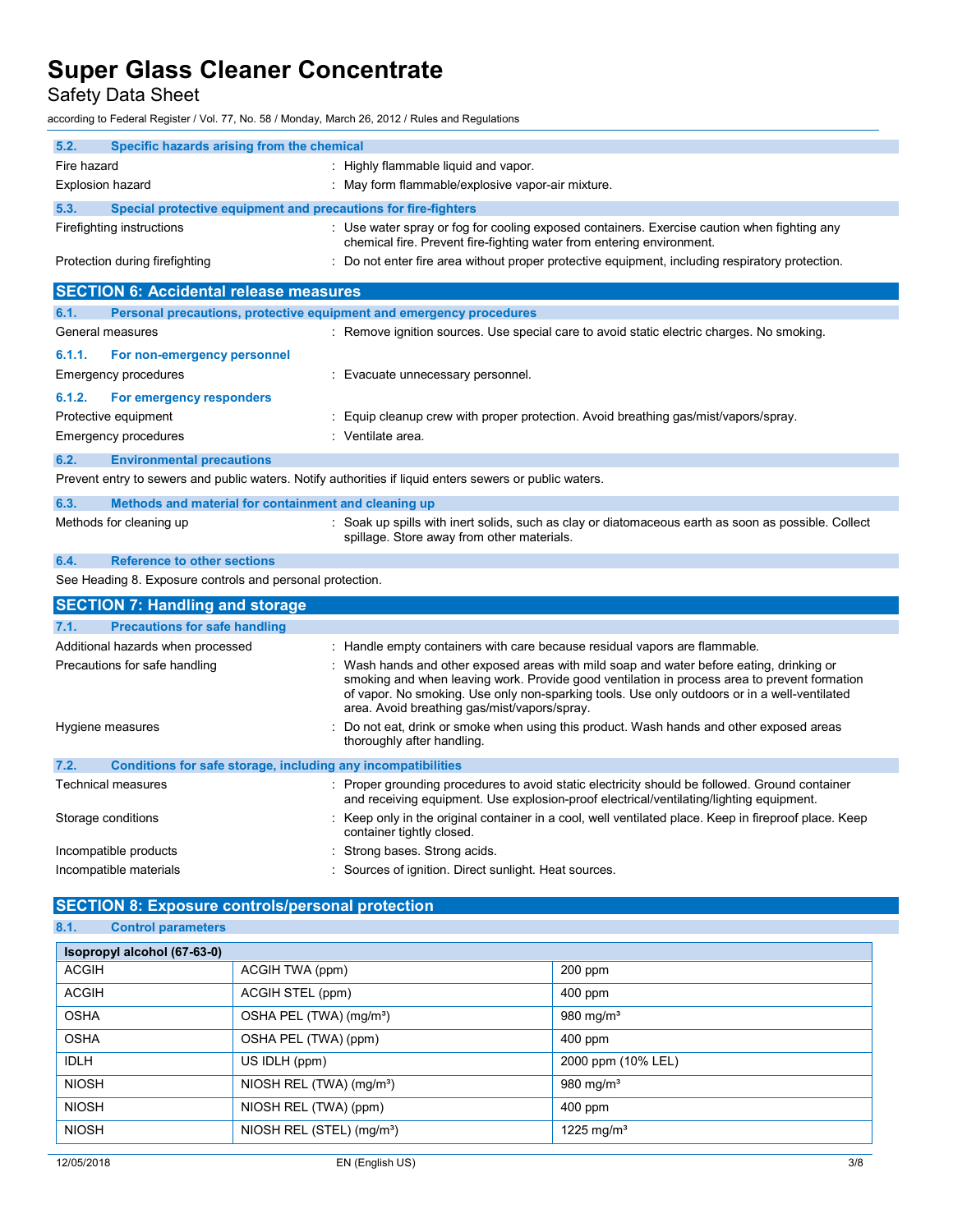### 5.2. Specific hazards arising from the chemical

| | |
|---|---|
| Fire hazard | : Highly flammable liquid and vapor. |
| Explosion hazard | : May form flammable/explosive vapor-air mixture. |

### 5.3. Special protective equipment and precautions for fire-fighters

| | |
|---|---|
| Firefighting instructions | : Use water spray or fog for cooling exposed containers. Exercise caution when fighting any chemical fire. Prevent fire-fighting water from entering environment. |
| Protection during firefighting | : Do not enter fire area without proper protective equipment, including respiratory protection. |

## SECTION 6: Accidental release measures

### 6.1. Personal precautions, protective equipment and emergency procedures

| | |
|---|---|
| General measures | : Remove ignition sources. Use special care to avoid static electric charges. No smoking. |

#### 6.1.1. For non-emergency personnel

| | |
|---|---|
| Emergency procedures | : Evacuate unnecessary personnel. |

#### 6.1.2. For emergency responders

| | |
|---|---|
| Protective equipment | : Equip cleanup crew with proper protection. Avoid breathing gas/mist/vapors/spray. |
| Emergency procedures | : Ventilate area. |

### 6.2. Environmental precautions

Prevent entry to sewers and public waters. Notify authorities if liquid enters sewers or public waters.

### 6.3. Methods and material for containment and cleaning up

| | |
|---|---|
| Methods for cleaning up | : Soak up spills with inert solids, such as clay or diatomaceous earth as soon as possible. Collect spillage. Store away from other materials. |

### 6.4. Reference to other sections

See Heading 8. Exposure controls and personal protection.

## SECTION 7: Handling and storage

### 7.1. Precautions for safe handling

| | |
|---|---|
| Additional hazards when processed | : Handle empty containers with care because residual vapors are flammable. |
| Precautions for safe handling | : Wash hands and other exposed areas with mild soap and water before eating, drinking or smoking and when leaving work. Provide good ventilation in process area to prevent formation of vapor. No smoking. Use only non-sparking tools. Use only outdoors or in a well-ventilated area. Avoid breathing gas/mist/vapors/spray. |
| Hygiene measures | : Do not eat, drink or smoke when using this product. Wash hands and other exposed areas thoroughly after handling. |

### 7.2. Conditions for safe storage, including any incompatibilities

| | |
|---|---|
| Technical measures | : Proper grounding procedures to avoid static electricity should be followed. Ground container and receiving equipment. Use explosion-proof electrical/ventilating/lighting equipment. |
| Storage conditions | : Keep only in the original container in a cool, well ventilated place. Keep in fireproof place. Keep container tightly closed. |
| Incompatible products | : Strong bases. Strong acids. |
| Incompatible materials | : Sources of ignition. Direct sunlight. Heat sources. |

## SECTION 8: Exposure controls/personal protection

### 8.1. Control parameters

| Isopropyl alcohol (67-63-0) | | |
|---|---|---|
| ACGIH | ACGIH TWA (ppm) | 200 ppm |
| ACGIH | ACGIH STEL (ppm) | 400 ppm |
| OSHA | OSHA PEL (TWA) (mg/m³) | 980 mg/m³ |
| OSHA | OSHA PEL (TWA) (ppm) | 400 ppm |
| IDLH | US IDLH (ppm) | 2000 ppm (10% LEL) |
| NIOSH | NIOSH REL (TWA) (mg/m³) | 980 mg/m³ |
| NIOSH | NIOSH REL (TWA) (ppm) | 400 ppm |
| NIOSH | NIOSH REL (STEL) (mg/m³) | 1225 mg/m³ |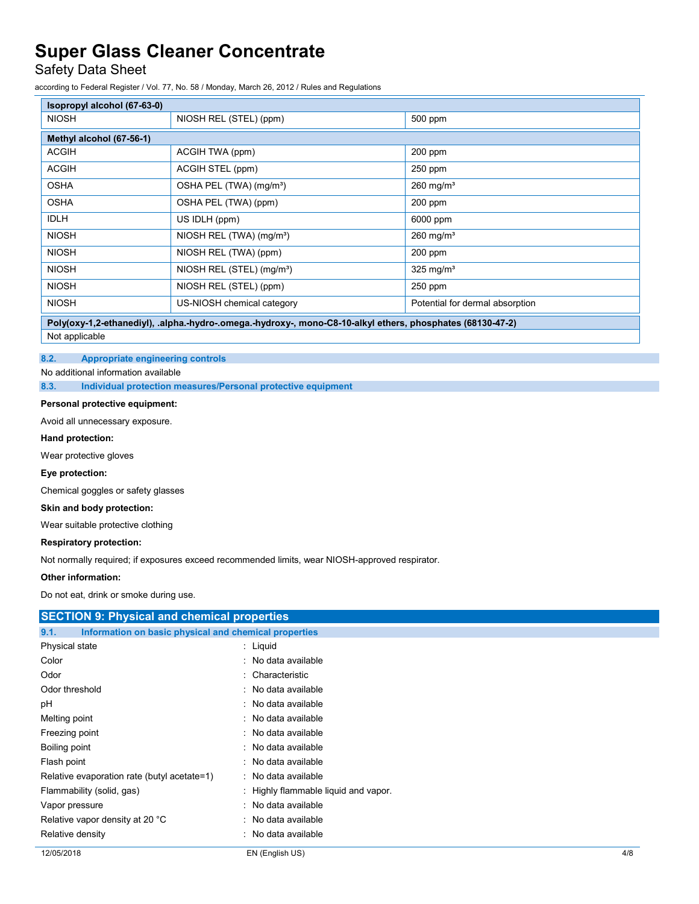| Isopropyl alcohol (67-63-0) | | |
|---|---|---|
| NIOSH | NIOSH REL (STEL) (ppm) | 500 ppm |

| Methyl alcohol (67-56-1) | | |
|---|---|---|
| ACGIH | ACGIH TWA (ppm) | 200 ppm |
| ACGIH | ACGIH STEL (ppm) | 250 ppm |
| OSHA | OSHA PEL (TWA) (mg/m³) | 260 mg/m³ |
| OSHA | OSHA PEL (TWA) (ppm) | 200 ppm |
| IDLH | US IDLH (ppm) | 6000 ppm |
| NIOSH | NIOSH REL (TWA) (mg/m³) | 260 mg/m³ |
| NIOSH | NIOSH REL (TWA) (ppm) | 200 ppm |
| NIOSH | NIOSH REL (STEL) (mg/m³) | 325 mg/m³ |
| NIOSH | NIOSH REL (STEL) (ppm) | 250 ppm |
| NIOSH | US-NIOSH chemical category | Potential for dermal absorption |

| Poly(oxy-1,2-ethanediyl), .alpha.-hydro-.omega.-hydroxy-, mono-C8-10-alkyl ethers, phosphates (68130-47-2) |
|---|
| Not applicable |

### 8.2. Appropriate engineering controls

No additional information available

### 8.3. Individual protection measures/Personal protective equipment

**Personal protective equipment:**

Avoid all unnecessary exposure.

**Hand protection:**

Wear protective gloves

**Eye protection:**

Chemical goggles or safety glasses

**Skin and body protection:**

Wear suitable protective clothing

**Respiratory protection:**

Not normally required; if exposures exceed recommended limits, wear NIOSH-approved respirator.

**Other information:**

Do not eat, drink or smoke during use.

## SECTION 9: Physical and chemical properties

### 9.1. Information on basic physical and chemical properties

| | |
|---|---|
| Physical state | : Liquid |
| Color | : No data available |
| Odor | : Characteristic |
| Odor threshold | : No data available |
| pH | : No data available |
| Melting point | : No data available |
| Freezing point | : No data available |
| Boiling point | : No data available |
| Flash point | : No data available |
| Relative evaporation rate (butyl acetate=1) | : No data available |
| Flammability (solid, gas) | : Highly flammable liquid and vapor. |
| Vapor pressure | : No data available |
| Relative vapor density at 20 °C | : No data available |
| Relative density | : No data available |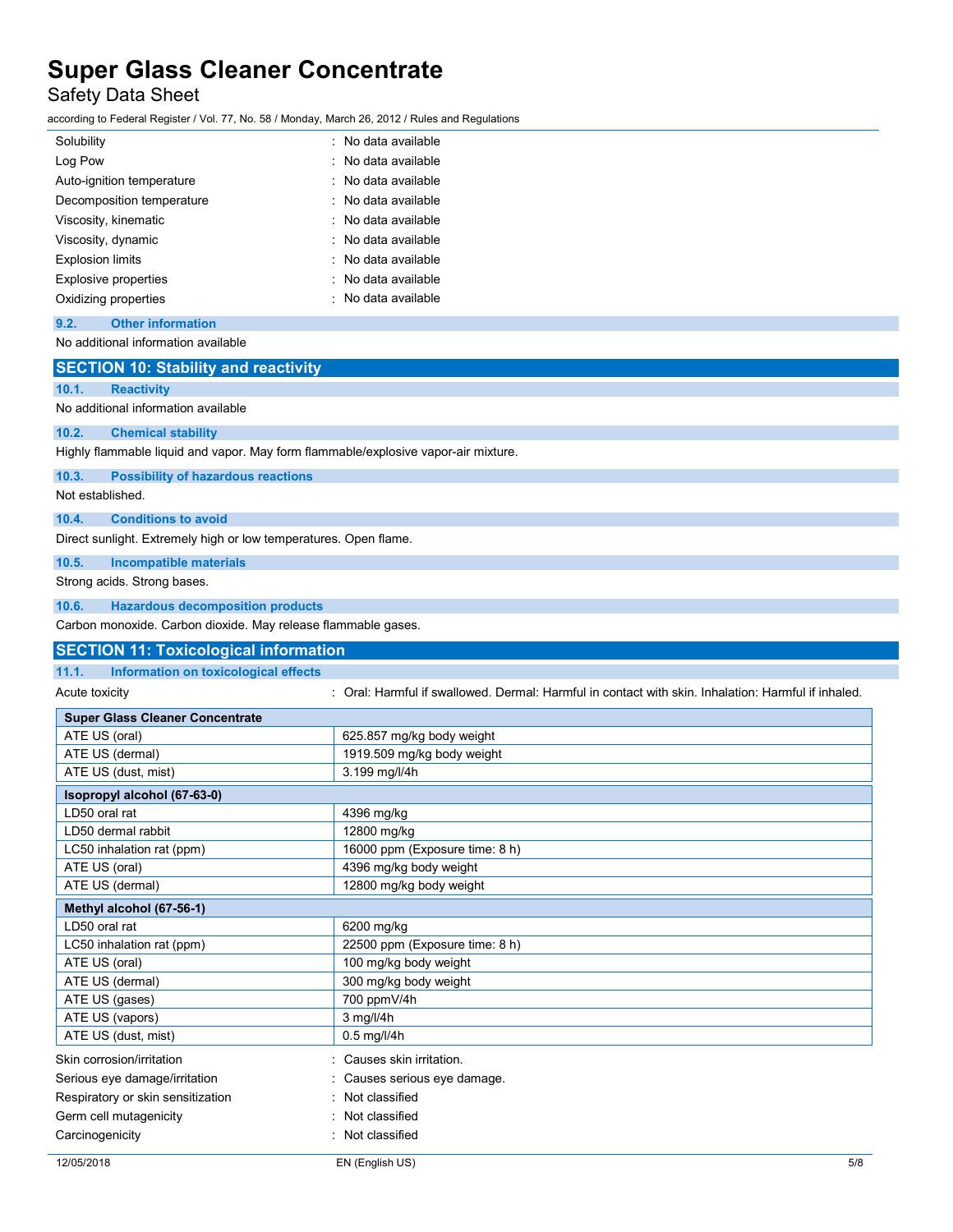| | |
|---|---|
| Solubility | : No data available |
| Log Pow | : No data available |
| Auto-ignition temperature | : No data available |
| Decomposition temperature | : No data available |
| Viscosity, kinematic | : No data available |
| Viscosity, dynamic | : No data available |
| Explosion limits | : No data available |
| Explosive properties | : No data available |
| Oxidizing properties | : No data available |

### 9.2. Other information

No additional information available

## SECTION 10: Stability and reactivity

### 10.1. Reactivity

No additional information available

### 10.2. Chemical stability

Highly flammable liquid and vapor. May form flammable/explosive vapor-air mixture.

### 10.3. Possibility of hazardous reactions

Not established.

### 10.4. Conditions to avoid

Direct sunlight. Extremely high or low temperatures. Open flame.

### 10.5. Incompatible materials

Strong acids. Strong bases.

### 10.6. Hazardous decomposition products

Carbon monoxide. Carbon dioxide. May release flammable gases.

## SECTION 11: Toxicological information

### 11.1. Information on toxicological effects

Acute toxicity : Oral: Harmful if swallowed. Dermal: Harmful in contact with skin. Inhalation: Harmful if inhaled.

| **Super Glass Cleaner Concentrate** | |
|---|---|
| ATE US (oral) | 625.857 mg/kg body weight |
| ATE US (dermal) | 1919.509 mg/kg body weight |
| ATE US (dust, mist) | 3.199 mg/l/4h |

| **Isopropyl alcohol (67-63-0)** | |
|---|---|
| LD50 oral rat | 4396 mg/kg |
| LD50 dermal rabbit | 12800 mg/kg |
| LC50 inhalation rat (ppm) | 16000 ppm (Exposure time: 8 h) |
| ATE US (oral) | 4396 mg/kg body weight |
| ATE US (dermal) | 12800 mg/kg body weight |

| **Methyl alcohol (67-56-1)** | |
|---|---|
| LD50 oral rat | 6200 mg/kg |
| LC50 inhalation rat (ppm) | 22500 ppm (Exposure time: 8 h) |
| ATE US (oral) | 100 mg/kg body weight |
| ATE US (dermal) | 300 mg/kg body weight |
| ATE US (gases) | 700 ppmV/4h |
| ATE US (vapors) | 3 mg/l/4h |
| ATE US (dust, mist) | 0.5 mg/l/4h |

| | |
|---|---|
| Skin corrosion/irritation | : Causes skin irritation. |
| Serious eye damage/irritation | : Causes serious eye damage. |
| Respiratory or skin sensitization | : Not classified |
| Germ cell mutagenicity | : Not classified |
| Carcinogenicity | : Not classified |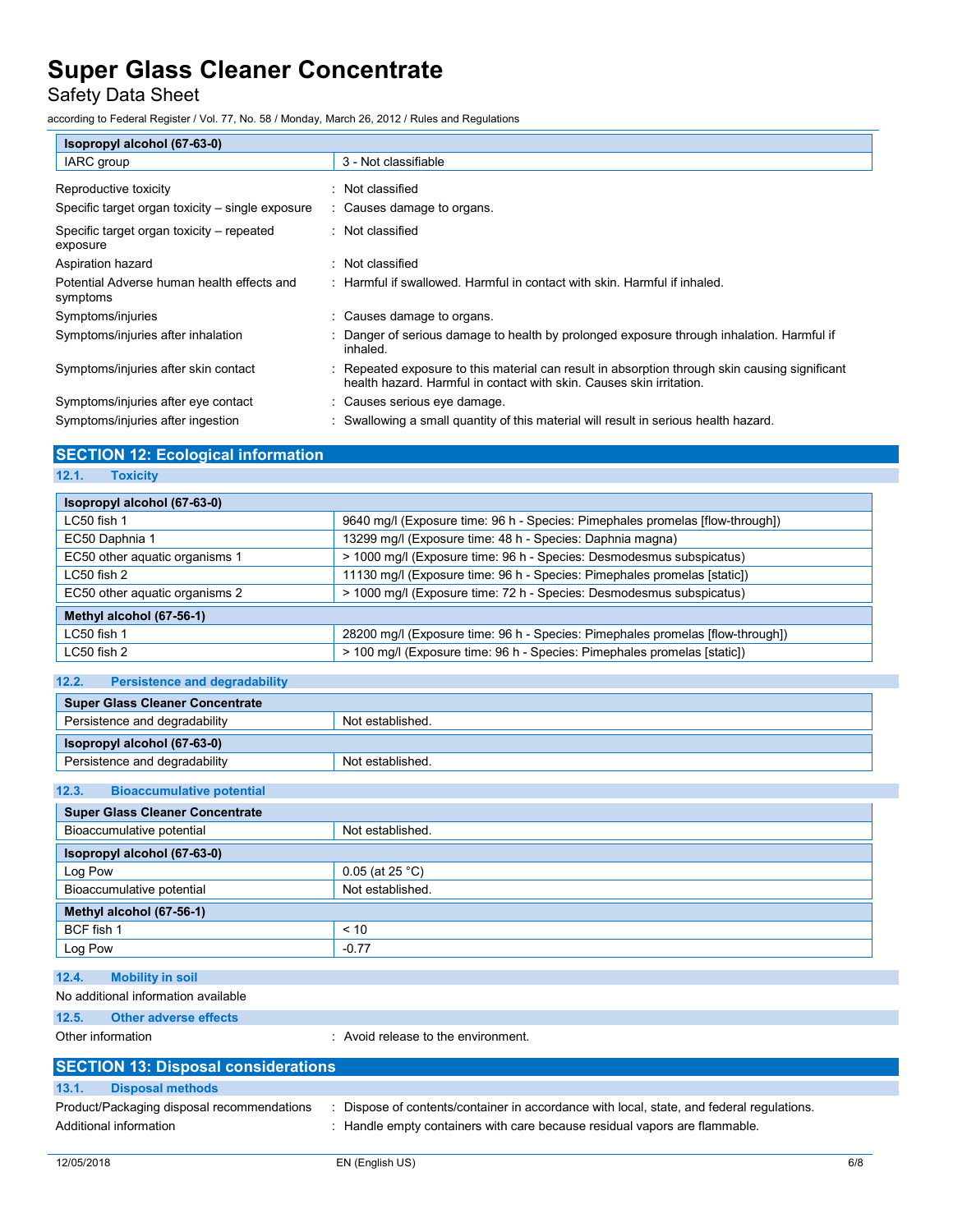| Isopropyl alcohol (67-63-0) | |
|---|---|
| IARC group | 3 - Not classifiable |

Reproductive toxicity : Not classified

Specific target organ toxicity – single exposure : Causes damage to organs.

Specific target organ toxicity – repeated exposure : Not classified

Aspiration hazard : Not classified

Potential Adverse human health effects and symptoms : Harmful if swallowed. Harmful in contact with skin. Harmful if inhaled.

Symptoms/injuries : Causes damage to organs.

Symptoms/injuries after inhalation : Danger of serious damage to health by prolonged exposure through inhalation. Harmful if inhaled.

Symptoms/injuries after skin contact : Repeated exposure to this material can result in absorption through skin causing significant health hazard. Harmful in contact with skin. Causes skin irritation.

Symptoms/injuries after eye contact : Causes serious eye damage.

Symptoms/injuries after ingestion : Swallowing a small quantity of this material will result in serious health hazard.

## SECTION 12: Ecological information

### 12.1. Toxicity

| Isopropyl alcohol (67-63-0) | |
|---|---|
| LC50 fish 1 | 9640 mg/l (Exposure time: 96 h - Species: Pimephales promelas [flow-through]) |
| EC50 Daphnia 1 | 13299 mg/l (Exposure time: 48 h - Species: Daphnia magna) |
| EC50 other aquatic organisms 1 | > 1000 mg/l (Exposure time: 96 h - Species: Desmodesmus subspicatus) |
| LC50 fish 2 | 11130 mg/l (Exposure time: 96 h - Species: Pimephales promelas [static]) |
| EC50 other aquatic organisms 2 | > 1000 mg/l (Exposure time: 72 h - Species: Desmodesmus subspicatus) |
| **Methyl alcohol (67-56-1)** | |
| LC50 fish 1 | 28200 mg/l (Exposure time: 96 h - Species: Pimephales promelas [flow-through]) |
| LC50 fish 2 | > 100 mg/l (Exposure time: 96 h - Species: Pimephales promelas [static]) |

### 12.2. Persistence and degradability

| Super Glass Cleaner Concentrate | |
|---|---|
| Persistence and degradability | Not established. |
| **Isopropyl alcohol (67-63-0)** | |
| Persistence and degradability | Not established. |

### 12.3. Bioaccumulative potential

| Super Glass Cleaner Concentrate | |
|---|---|
| Bioaccumulative potential | Not established. |
| **Isopropyl alcohol (67-63-0)** | |
| Log Pow | 0.05 (at 25 °C) |
| Bioaccumulative potential | Not established. |
| **Methyl alcohol (67-56-1)** | |
| BCF fish 1 | < 10 |
| Log Pow | -0.77 |

### 12.4. Mobility in soil

No additional information available

### 12.5. Other adverse effects

Other information : Avoid release to the environment.

## SECTION 13: Disposal considerations

### 13.1. Disposal methods

Product/Packaging disposal recommendations : Dispose of contents/container in accordance with local, state, and federal regulations.

Additional information : Handle empty containers with care because residual vapors are flammable.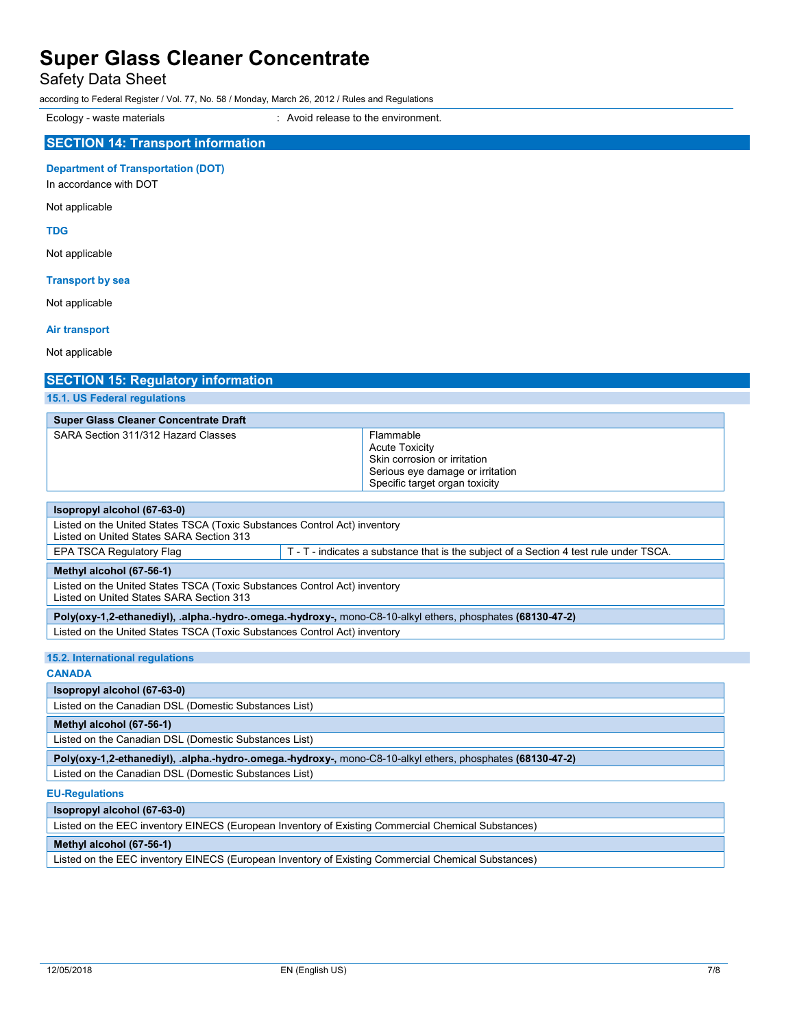Ecology - waste materials : Avoid release to the environment.

## SECTION 14: Transport information

**Department of Transportation (DOT)**

In accordance with DOT

Not applicable

**TDG**

Not applicable

**Transport by sea**

Not applicable

**Air transport**

Not applicable

## SECTION 15: Regulatory information

### 15.1. US Federal regulations

| Super Glass Cleaner Concentrate Draft | |
|---|---|
| SARA Section 311/312 Hazard Classes | Flammable<br>Acute Toxicity<br>Skin corrosion or irritation<br>Serious eye damage or irritation<br>Specific target organ toxicity |

| Isopropyl alcohol (67-63-0) | |
|---|---|
| Listed on the United States TSCA (Toxic Substances Control Act) inventory<br>Listed on United States SARA Section 313 | |
| EPA TSCA Regulatory Flag | T - T - indicates a substance that is the subject of a Section 4 test rule under TSCA. |

| Methyl alcohol (67-56-1) |
|---|
| Listed on the United States TSCA (Toxic Substances Control Act) inventory<br>Listed on United States SARA Section 313 |

| **Poly(oxy-1,2-ethanediyl), .alpha.-hydro-.omega.-hydroxy-,** mono-C8-10-alkyl ethers, phosphates **(68130-47-2)** |
|---|
| Listed on the United States TSCA (Toxic Substances Control Act) inventory |

### 15.2. International regulations

**CANADA**

| Isopropyl alcohol (67-63-0) |
|---|
| Listed on the Canadian DSL (Domestic Substances List) |

| Methyl alcohol (67-56-1) |
|---|
| Listed on the Canadian DSL (Domestic Substances List) |

| **Poly(oxy-1,2-ethanediyl), .alpha.-hydro-.omega.-hydroxy-,** mono-C8-10-alkyl ethers, phosphates **(68130-47-2)** |
|---|
| Listed on the Canadian DSL (Domestic Substances List) |

**EU-Regulations**

| Isopropyl alcohol (67-63-0) |
|---|
| Listed on the EEC inventory EINECS (European Inventory of Existing Commercial Chemical Substances) |

| Methyl alcohol (67-56-1) |
|---|
| Listed on the EEC inventory EINECS (European Inventory of Existing Commercial Chemical Substances) |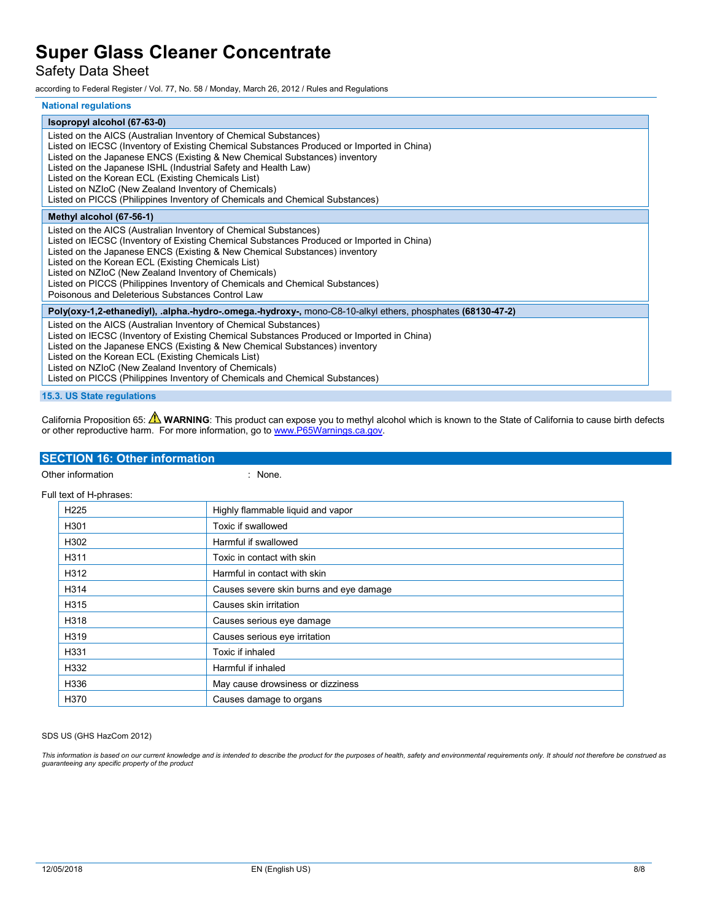#### National regulations

**Isopropyl alcohol (67-63-0)**

Listed on the AICS (Australian Inventory of Chemical Substances)
Listed on IECSC (Inventory of Existing Chemical Substances Produced or Imported in China)
Listed on the Japanese ENCS (Existing & New Chemical Substances) inventory
Listed on the Japanese ISHL (Industrial Safety and Health Law)
Listed on the Korean ECL (Existing Chemicals List)
Listed on NZIoC (New Zealand Inventory of Chemicals)
Listed on PICCS (Philippines Inventory of Chemicals and Chemical Substances)

**Methyl alcohol (67-56-1)**

Listed on the AICS (Australian Inventory of Chemical Substances)
Listed on IECSC (Inventory of Existing Chemical Substances Produced or Imported in China)
Listed on the Japanese ENCS (Existing & New Chemical Substances) inventory
Listed on the Korean ECL (Existing Chemicals List)
Listed on NZIoC (New Zealand Inventory of Chemicals)
Listed on PICCS (Philippines Inventory of Chemicals and Chemical Substances)
Poisonous and Deleterious Substances Control Law

**Poly(oxy-1,2-ethanediyl), .alpha.-hydro-.omega.-hydroxy-,** mono-C8-10-alkyl ethers, phosphates **(68130-47-2)**

Listed on the AICS (Australian Inventory of Chemical Substances)
Listed on IECSC (Inventory of Existing Chemical Substances Produced or Imported in China)
Listed on the Japanese ENCS (Existing & New Chemical Substances) inventory
Listed on the Korean ECL (Existing Chemicals List)
Listed on NZIoC (New Zealand Inventory of Chemicals)
Listed on PICCS (Philippines Inventory of Chemicals and Chemical Substances)

### 15.3. US State regulations

California Proposition 65: ⚠ **WARNING**: This product can expose you to methyl alcohol which is known to the State of California to cause birth defects or other reproductive harm. For more information, go to www.P65Warnings.ca.gov.

## SECTION 16: Other information

Other information : None.

Full text of H-phrases:

| | |
|---|---|
| H225 | Highly flammable liquid and vapor |
| H301 | Toxic if swallowed |
| H302 | Harmful if swallowed |
| H311 | Toxic in contact with skin |
| H312 | Harmful in contact with skin |
| H314 | Causes severe skin burns and eye damage |
| H315 | Causes skin irritation |
| H318 | Causes serious eye damage |
| H319 | Causes serious eye irritation |
| H331 | Toxic if inhaled |
| H332 | Harmful if inhaled |
| H336 | May cause drowsiness or dizziness |
| H370 | Causes damage to organs |

SDS US (GHS HazCom 2012)

*This information is based on our current knowledge and is intended to describe the product for the purposes of health, safety and environmental requirements only. It should not therefore be construed as guaranteeing any specific property of the product*